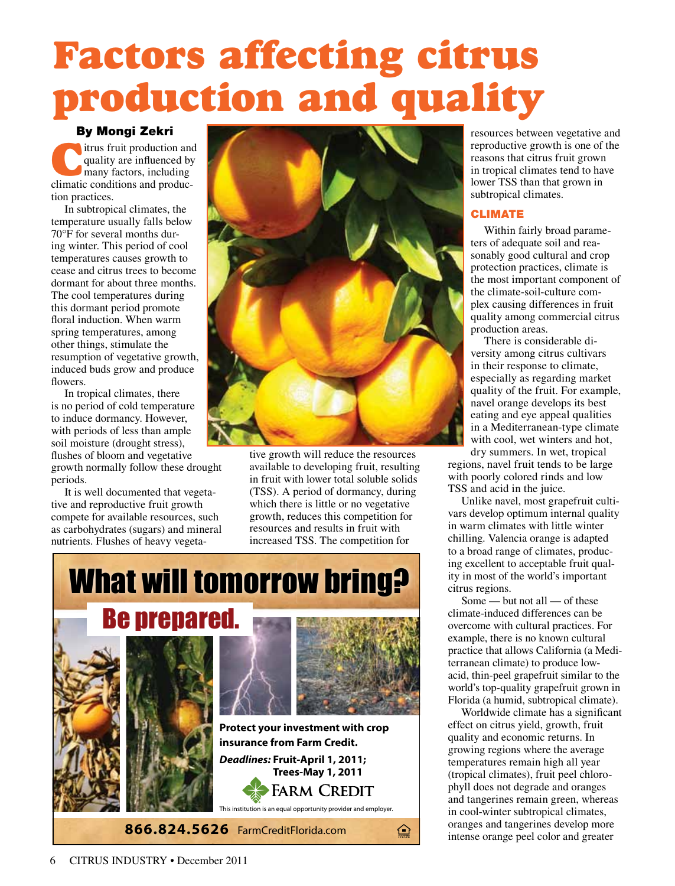# Factors affecting citrus production and quality

**By Mongi Zekri**

Citrus fruit production and quality are influenced by many factors, including climatic conditions and production practices.

In subtropical climates, the temperature usually falls below 70°F for several months during winter. This period of cool temperatures causes growth to cease and citrus trees to become dormant for about three months. The cool temperatures during this dormant period promote floral induction. When warm spring temperatures, among other things, stimulate the resumption of vegetative growth, induced buds grow and produce flowers.

In tropical climates, there is no period of cold temperature to induce dormancy. However, with periods of less than ample soil moisture (drought stress), flushes of bloom and vegetative growth normally follow these drought periods.

It is well documented that vegetative and reproductive fruit growth compete for available resources, such as carbohydrates (sugars) and mineral nutrients. Flushes of heavy vegetative growth will reduce the resources available to developing fruit, resulting in fruit with lower total soluble solids (TSS). A period of dormancy, during which there is little or no vegetative growth, reduces this competition for resources and results in fruit with increased TSS. The competition for resources between vegetative and reproductive growth is one of the reasons that citrus fruit grown in tropical climates tend to have lower TSS than that grown in subtropical climates.

## CLIMATE

Within fairly broad parameters of adequate soil and reasonably good cultural and crop protection practices, climate is the most important component of the climate-soil-culture complex causing differences in fruit quality among commercial citrus production areas.

There is considerable diversity among citrus cultivars in their response to climate, especially as regarding market quality of the fruit. For example, navel orange develops its best eating and eye appeal qualities in a Mediterranean-type climate with cool, wet winters and hot, dry summers. In wet, tropical regions, navel fruit tends to be large with poorly colored rinds and low TSS and acid in the juice.

Unlike navel, most grapefruit cultivars develop optimum internal quality in warm climates with little winter chilling. Valencia orange is adapted to a broad range of climates, producing excellent to acceptable fruit quality in most of the world's important citrus regions.

Some — but not all — of these climate-induced differences can be overcome with cultural practices. For example, there is no known cultural practice that allows California (a Mediterranean climate) to produce low-acid, thin-peel grapefruit similar to the world's top-quality grapefruit grown in Florida (a humid, subtropical climate).

Worldwide climate has a significant effect on citrus yield, growth, fruit quality and economic returns. In growing regions where the average temperatures remain high all year (tropical climates), fruit peel chlorophyll does not degrade and oranges and tangerines remain green, whereas in cool-winter subtropical climates, oranges and tangerines develop more intense orange peel color and greater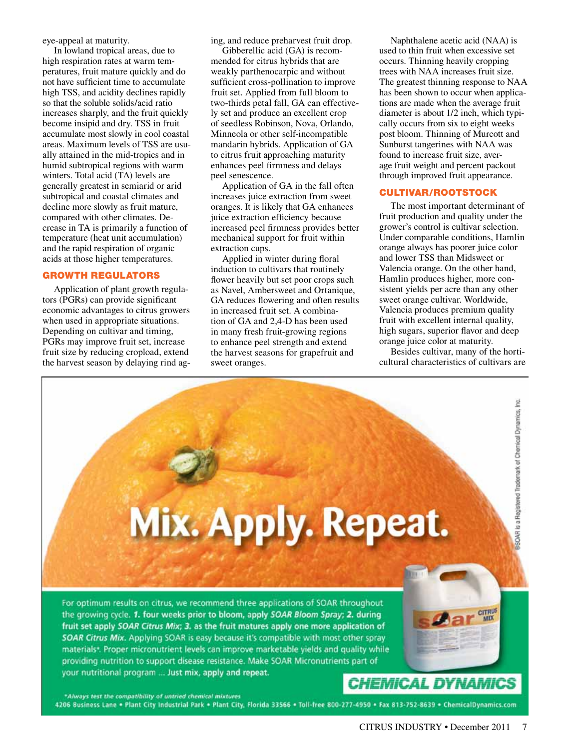eye-appeal at maturity.

In lowland tropical areas, due to high respiration rates at warm temperatures, fruit mature quickly and do not have sufficient time to accumulate high TSS, and acidity declines rapidly so that the soluble solids/acid ratio increases sharply, and the fruit quickly become insipid and dry. TSS in fruit accumulate most slowly in cool coastal areas. Maximum levels of TSS are usually attained in the mid-tropics and in humid subtropical regions with warm winters. Total acid (TA) levels are generally greatest in semiarid or arid subtropical and coastal climates and decline more slowly as fruit mature, compared with other climates. Decrease in TA is primarily a function of temperature (heat unit accumulation) and the rapid respiration of organic acids at those higher temperatures.

## GROWTH REGULATORS

Application of plant growth regulators (PGRs) can provide significant economic advantages to citrus growers when used in appropriate situations. Depending on cultivar and timing, PGRs may improve fruit set, increase fruit size by reducing cropload, extend the harvest season by delaying rind aging, and reduce preharvest fruit drop.

Gibberellic acid (GA) is recommended for citrus hybrids that are weakly parthenocarpic and without sufficient cross-pollination to improve fruit set. Applied from full bloom to two-thirds petal fall, GA can effectively set and produce an excellent crop of seedless Robinson, Nova, Orlando, Minneola or other self-incompatible mandarin hybrids. Application of GA to citrus fruit approaching maturity enhances peel firmness and delays peel senescence.

Application of GA in the fall often increases juice extraction from sweet oranges. It is likely that GA enhances juice extraction efficiency because increased peel firmness provides better mechanical support for fruit within extraction cups.

Applied in winter during floral induction to cultivars that routinely flower heavily but set poor crops such as Navel, Ambersweet and Ortanique, GA reduces flowering and often results in increased fruit set. A combination of GA and 2,4-D has been used in many fresh fruit-growing regions to enhance peel strength and extend the harvest seasons for grapefruit and sweet oranges.

Naphthalene acetic acid (NAA) is used to thin fruit when excessive set occurs. Thinning heavily cropping trees with NAA increases fruit size. The greatest thinning response to NAA has been shown to occur when applications are made when the average fruit diameter is about 1/2 inch, which typically occurs from six to eight weeks post bloom. Thinning of Murcott and Sunburst tangerines with NAA was found to increase fruit size, average fruit weight and percent packout through improved fruit appearance.

## CULTIVAR/ROOTSTOCK

The most important determinant of fruit production and quality under the grower's control is cultivar selection. Under comparable conditions, Hamlin orange always has poorer juice color and lower TSS than Midsweet or Valencia orange. On the other hand, Hamlin produces higher, more consistent yields per acre than any other sweet orange cultivar. Worldwide, Valencia produces premium quality fruit with excellent internal quality, high sugars, superior flavor and deep orange juice color at maturity.

Besides cultivar, many of the horticultural characteristics of cultivars are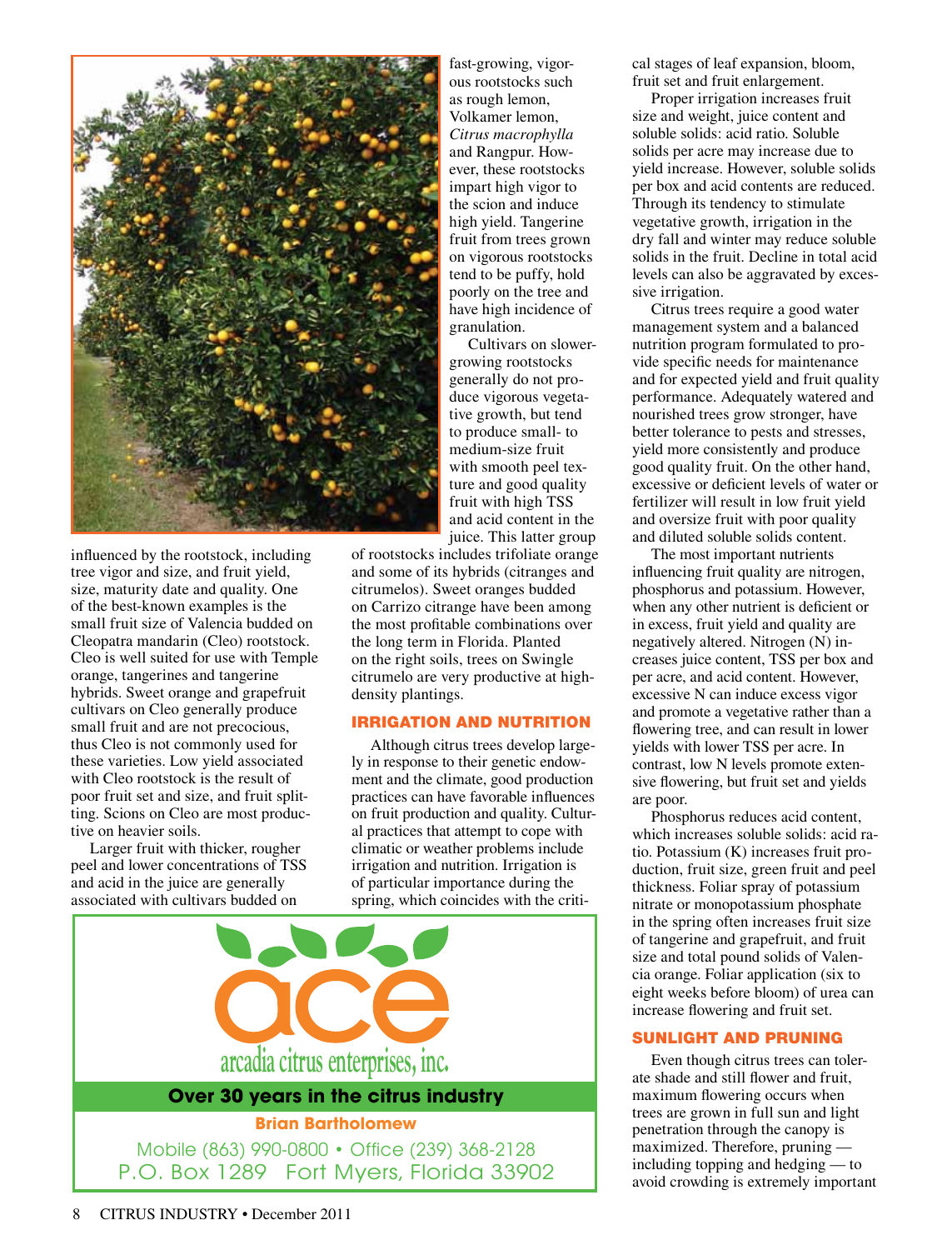fast-growing, vigorous rootstocks such as rough lemon, Volkamer lemon, *Citrus macrophylla* and Rangpur. However, these rootstocks impart high vigor to the scion and induce high yield. Tangerine fruit from trees grown on vigorous rootstocks tend to be puffy, hold poorly on the tree and have high incidence of granulation.

Cultivars on slower-growing rootstocks generally do not produce vigorous vegetative growth, but tend to produce small- to medium-size fruit with smooth peel texture and good quality fruit with high TSS and acid content in the juice. This latter group of rootstocks includes trifoliate orange and some of its hybrids (citranges and citrumelos). Sweet oranges budded on Carrizo citrange have been among the most profitable combinations over the long term in Florida. Planted on the right soils, trees on Swingle citrumelo are very productive at high-density plantings.

influenced by the rootstock, including tree vigor and size, and fruit yield, size, maturity date and quality. One of the best-known examples is the small fruit size of Valencia budded on Cleopatra mandarin (Cleo) rootstock. Cleo is well suited for use with Temple orange, tangerines and tangerine hybrids. Sweet orange and grapefruit cultivars on Cleo generally produce small fruit and are not precocious, thus Cleo is not commonly used for these varieties. Low yield associated with Cleo rootstock is the result of poor fruit set and size, and fruit splitting. Scions on Cleo are most productive on heavier soils.

Larger fruit with thicker, rougher peel and lower concentrations of TSS and acid in the juice are generally associated with cultivars budded on

## IRRIGATION AND NUTRITION

Although citrus trees develop largely in response to their genetic endowment and the climate, good production practices can have favorable influences on fruit production and quality. Cultural practices that attempt to cope with climatic or weather problems include irrigation and nutrition. Irrigation is of particular importance during the spring, which coincides with the critical stages of leaf expansion, bloom, fruit set and fruit enlargement.

Proper irrigation increases fruit size and weight, juice content and soluble solids: acid ratio. Soluble solids per acre may increase due to yield increase. However, soluble solids per box and acid contents are reduced. Through its tendency to stimulate vegetative growth, irrigation in the dry fall and winter may reduce soluble solids in the fruit. Decline in total acid levels can also be aggravated by excessive irrigation.

Citrus trees require a good water management system and a balanced nutrition program formulated to provide specific needs for maintenance and for expected yield and fruit quality performance. Adequately watered and nourished trees grow stronger, have better tolerance to pests and stresses, yield more consistently and produce good quality fruit. On the other hand, excessive or deficient levels of water or fertilizer will result in low fruit yield and oversize fruit with poor quality and diluted soluble solids content.

The most important nutrients influencing fruit quality are nitrogen, phosphorus and potassium. However, when any other nutrient is deficient or in excess, fruit yield and quality are negatively altered. Nitrogen (N) increases juice content, TSS per box and per acre, and acid content. However, excessive N can induce excess vigor and promote a vegetative rather than a flowering tree, and can result in lower yields with lower TSS per acre. In contrast, low N levels promote extensive flowering, but fruit set and yields are poor.

Phosphorus reduces acid content, which increases soluble solids: acid ratio. Potassium (K) increases fruit production, fruit size, green fruit and peel thickness. Foliar spray of potassium nitrate or monopotassium phosphate in the spring often increases fruit size of tangerine and grapefruit, and fruit size and total pound solids of Valencia orange. Foliar application (six to eight weeks before bloom) of urea can increase flowering and fruit set.

## SUNLIGHT AND PRUNING

Even though citrus trees can tolerate shade and still flower and fruit, maximum flowering occurs when trees are grown in full sun and light penetration through the canopy is maximized. Therefore, pruning — including topping and hedging — to avoid crowding is extremely important

ace
arcadia citrus enterprises, inc.

**Over 30 years in the citrus industry**

**Brian Bartholomew**

Mobile (863) 990-0800 • Office (239) 368-2128
P.O. Box 1289 Fort Myers, Florida 33902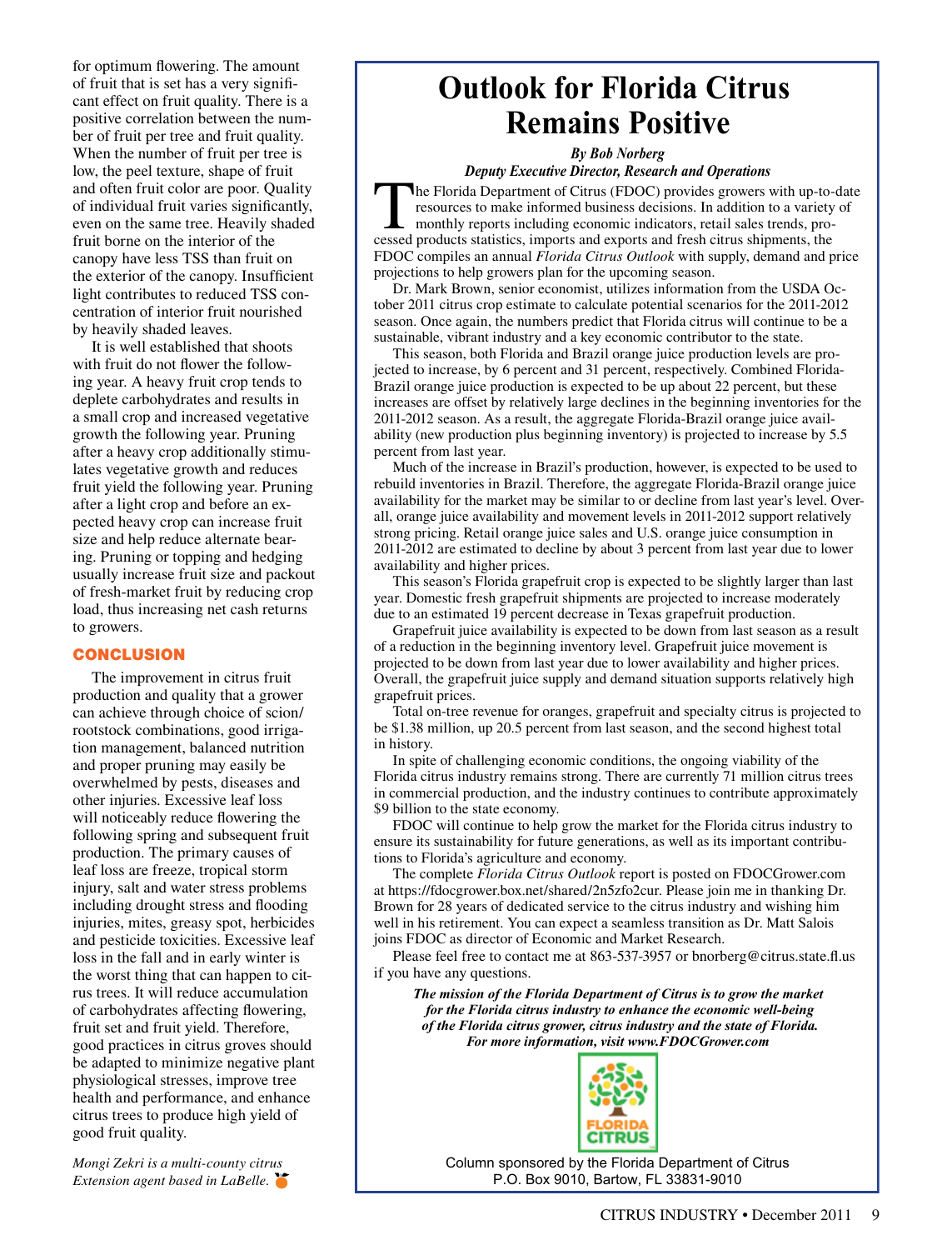for optimum flowering. The amount of fruit that is set has a very significant effect on fruit quality. There is a positive correlation between the number of fruit per tree and fruit quality. When the number of fruit per tree is low, the peel texture, shape of fruit and often fruit color are poor. Quality of individual fruit varies significantly, even on the same tree. Heavily shaded fruit borne on the interior of the canopy have less TSS than fruit on the exterior of the canopy. Insufficient light contributes to reduced TSS concentration of interior fruit nourished by heavily shaded leaves.

It is well established that shoots with fruit do not flower the following year. A heavy fruit crop tends to deplete carbohydrates and results in a small crop and increased vegetative growth the following year. Pruning after a heavy crop additionally stimulates vegetative growth and reduces fruit yield the following year. Pruning after a light crop and before an expected heavy crop can increase fruit size and help reduce alternate bearing. Pruning or topping and hedging usually increase fruit size and packout of fresh-market fruit by reducing crop load, thus increasing net cash returns to growers.

## CONCLUSION

The improvement in citrus fruit production and quality that a grower can achieve through choice of scion/rootstock combinations, good irrigation management, balanced nutrition and proper pruning may easily be overwhelmed by pests, diseases and other injuries. Excessive leaf loss will noticeably reduce flowering the following spring and subsequent fruit production. The primary causes of leaf loss are freeze, tropical storm injury, salt and water stress problems including drought stress and flooding injuries, mites, greasy spot, herbicides and pesticide toxicities. Excessive leaf loss in the fall and in early winter is the worst thing that can happen to citrus trees. It will reduce accumulation of carbohydrates affecting flowering, fruit set and fruit yield. Therefore, good practices in citrus groves should be adapted to minimize negative plant physiological stresses, improve tree health and performance, and enhance citrus trees to produce high yield of good fruit quality.

*Mongi Zekri is a multi-county citrus Extension agent based in LaBelle.*

# Outlook for Florida Citrus Remains Positive

***By Bob Norberg***
***Deputy Executive Director, Research and Operations***

The Florida Department of Citrus (FDOC) provides growers with up-to-date resources to make informed business decisions. In addition to a variety of monthly reports including economic indicators, retail sales trends, processed products statistics, imports and exports and fresh citrus shipments, the FDOC compiles an annual *Florida Citrus Outlook* with supply, demand and price projections to help growers plan for the upcoming season.

Dr. Mark Brown, senior economist, utilizes information from the USDA October 2011 citrus crop estimate to calculate potential scenarios for the 2011-2012 season. Once again, the numbers predict that Florida citrus will continue to be a sustainable, vibrant industry and a key economic contributor to the state.

This season, both Florida and Brazil orange juice production levels are projected to increase, by 6 percent and 31 percent, respectively. Combined Florida-Brazil orange juice production is expected to be up about 22 percent, but these increases are offset by relatively large declines in the beginning inventories for the 2011-2012 season. As a result, the aggregate Florida-Brazil orange juice availability (new production plus beginning inventory) is projected to increase by 5.5 percent from last year.

Much of the increase in Brazil's production, however, is expected to be used to rebuild inventories in Brazil. Therefore, the aggregate Florida-Brazil orange juice availability for the market may be similar to or decline from last year's level. Overall, orange juice availability and movement levels in 2011-2012 support relatively strong pricing. Retail orange juice sales and U.S. orange juice consumption in 2011-2012 are estimated to decline by about 3 percent from last year due to lower availability and higher prices.

This season's Florida grapefruit crop is expected to be slightly larger than last year. Domestic fresh grapefruit shipments are projected to increase moderately due to an estimated 19 percent decrease in Texas grapefruit production.

Grapefruit juice availability is expected to be down from last season as a result of a reduction in the beginning inventory level. Grapefruit juice movement is projected to be down from last year due to lower availability and higher prices. Overall, the grapefruit juice supply and demand situation supports relatively high grapefruit prices.

Total on-tree revenue for oranges, grapefruit and specialty citrus is projected to be $1.38 million, up 20.5 percent from last season, and the second highest total in history.

In spite of challenging economic conditions, the ongoing viability of the Florida citrus industry remains strong. There are currently 71 million citrus trees in commercial production, and the industry continues to contribute approximately $9 billion to the state economy.

FDOC will continue to help grow the market for the Florida citrus industry to ensure its sustainability for future generations, as well as its important contributions to Florida's agriculture and economy.

The complete *Florida Citrus Outlook* report is posted on FDOCGrower.com at https://fdocgrower.box.net/shared/2n5zfo2cur. Please join me in thanking Dr. Brown for 28 years of dedicated service to the citrus industry and wishing him well in his retirement. You can expect a seamless transition as Dr. Matt Salois joins FDOC as director of Economic and Market Research.

Please feel free to contact me at 863-537-3957 or bnorberg@citrus.state.fl.us if you have any questions.

***The mission of the Florida Department of Citrus is to grow the market for the Florida citrus industry to enhance the economic well-being of the Florida citrus grower, citrus industry and the state of Florida. For more information, visit www.FDOCGrower.com***

Column sponsored by the Florida Department of Citrus
P.O. Box 9010, Bartow, FL 33831-9010